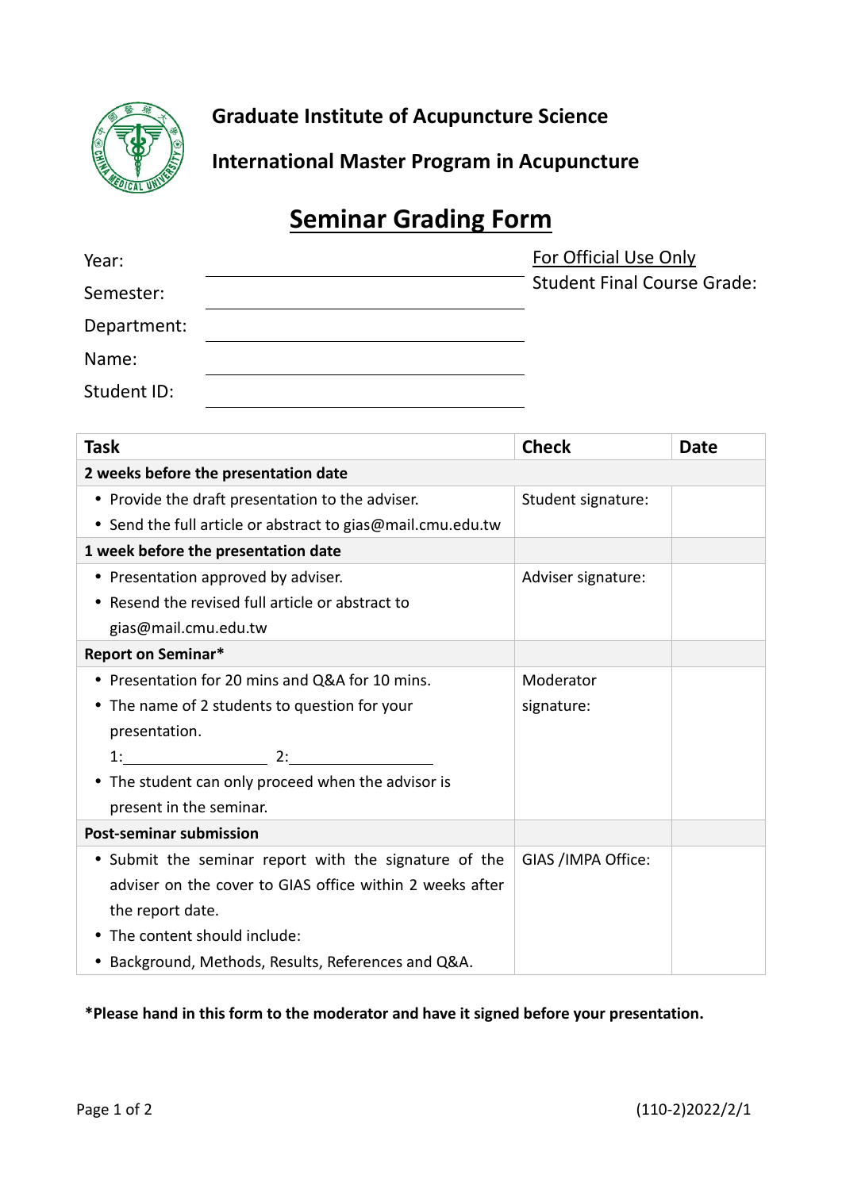**Graduate Institute of Acupuncture Science**

**International Master Program in Acupuncture**

# Seminar Grading Form

Year: ______________________

Semester: ______________________

Department: ______________________

Name: ______________________

Student ID: ______________________

For Official Use Only
Student Final Course Grade:

| Task | Check | Date |
|---|---|---|
| **2 weeks before the presentation date** | | |
| • Provide the draft presentation to the adviser.<br>• Send the full article or abstract to gias@mail.cmu.edu.tw | Student signature: | |
| **1 week before the presentation date** | | |
| • Presentation approved by adviser.<br>• Resend the revised full article or abstract to gias@mail.cmu.edu.tw | Adviser signature: | |
| **Report on Seminar*** | | |
| • Presentation for 20 mins and Q&A for 10 mins.<br>• The name of 2 students to question for your presentation.<br>1:______________ 2:______________<br>• The student can only proceed when the advisor is present in the seminar. | Moderator signature: | |
| **Post-seminar submission** | | |
| • Submit the seminar report with the signature of the adviser on the cover to GIAS office within 2 weeks after the report date.<br>• The content should include:<br>• Background, Methods, Results, References and Q&A. | GIAS /IMPA Office: | |

***Please hand in this form to the moderator and have it signed before your presentation.**

(110-2)2022/2/1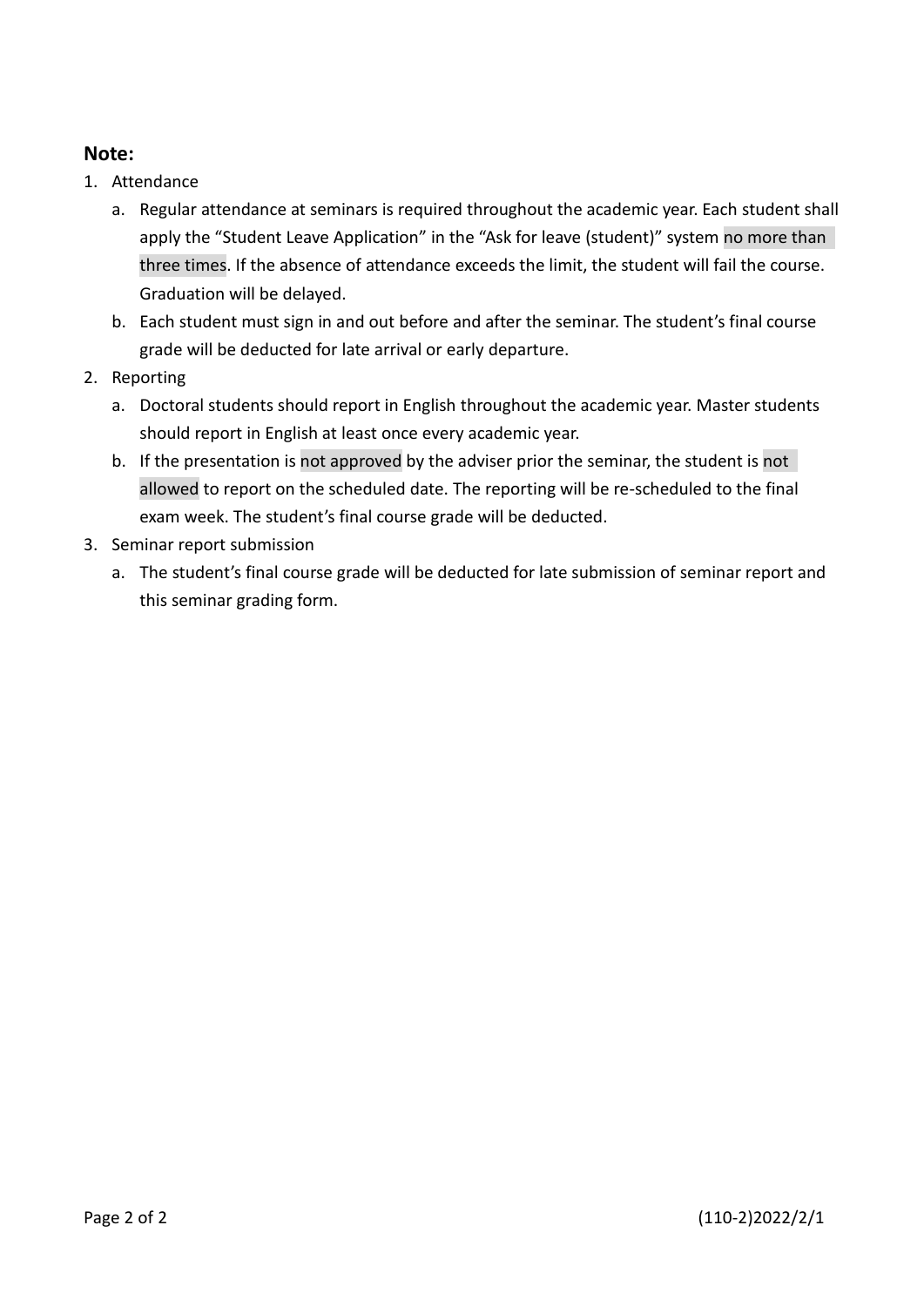**Note:**

1. Attendance
    a. Regular attendance at seminars is required throughout the academic year. Each student shall apply the "Student Leave Application" in the "Ask for leave (student)" system no more than three times. If the absence of attendance exceeds the limit, the student will fail the course. Graduation will be delayed.
    b. Each student must sign in and out before and after the seminar. The student's final course grade will be deducted for late arrival or early departure.
2. Reporting
    a. Doctoral students should report in English throughout the academic year. Master students should report in English at least once every academic year.
    b. If the presentation is not approved by the adviser prior the seminar, the student is not allowed to report on the scheduled date. The reporting will be re-scheduled to the final exam week. The student's final course grade will be deducted.
3. Seminar report submission
    a. The student's final course grade will be deducted for late submission of seminar report and this seminar grading form.

(110-2)2022/2/1